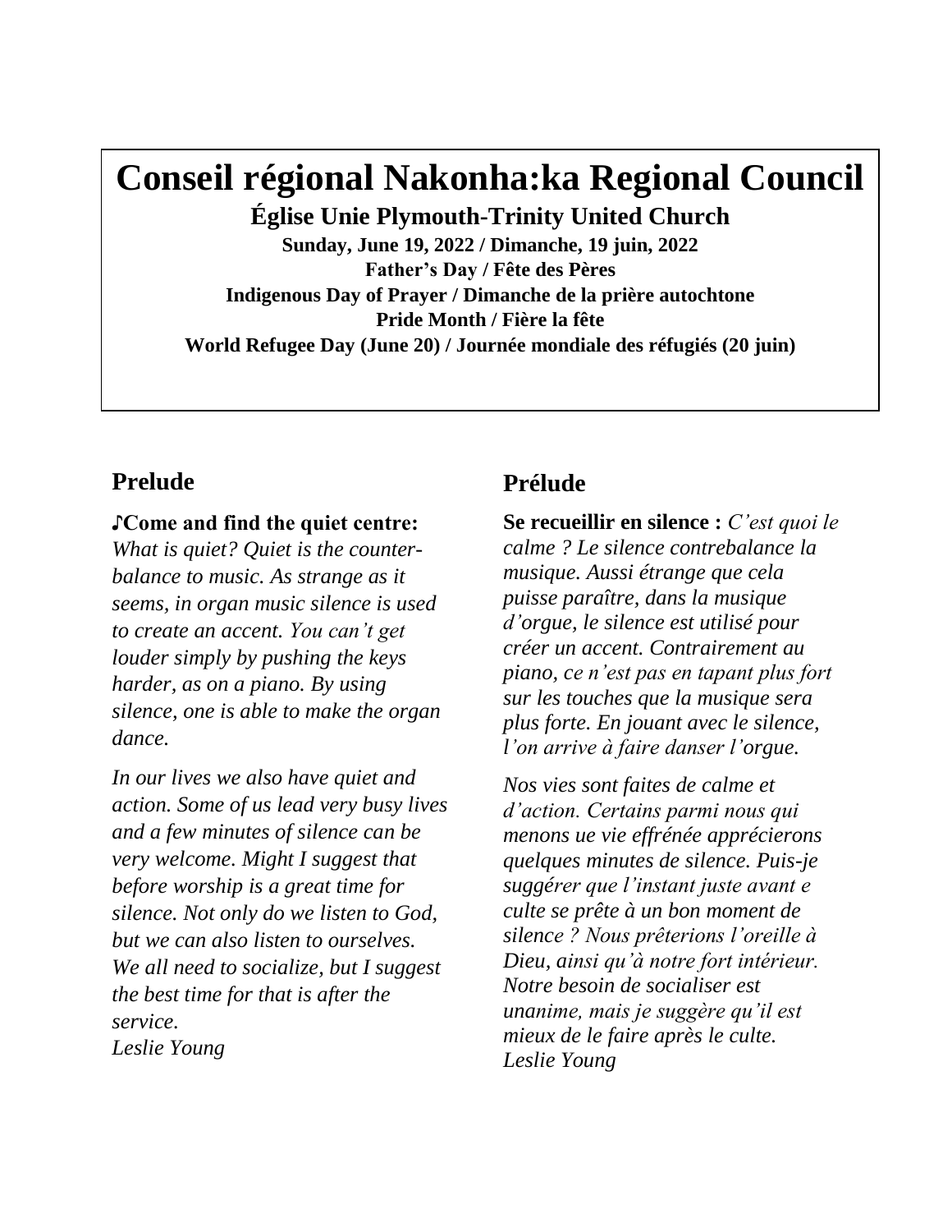# Conseil régional Nakonha:ka Regional Council

**Église Unie Plymouth-Trinity United Church**

**Sunday, June 19, 2022 / Dimanche, 19 juin, 2022**

**Father's Day / Fête des Pères**

**Indigenous Day of Prayer / Dimanche de la prière autochtone**

**Pride Month / Fière la fête**

**World Refugee Day (June 20) / Journée mondiale des réfugiés (20 juin)**

## Prelude

**♪Come and find the quiet centre:** *What is quiet? Quiet is the counter-balance to music. As strange as it seems, in organ music silence is used to create an accent. You can't get louder simply by pushing the keys harder, as on a piano. By using silence, one is able to make the organ dance.*

*In our lives we also have quiet and action. Some of us lead very busy lives and a few minutes of silence can be very welcome. Might I suggest that before worship is a great time for silence. Not only do we listen to God, but we can also listen to ourselves. We all need to socialize, but I suggest the best time for that is after the service.*
*Leslie Young*

## Prélude

**Se recueillir en silence :** *C'est quoi le calme ? Le silence contrebalance la musique. Aussi étrange que cela puisse paraître, dans la musique d'orgue, le silence est utilisé pour créer un accent. Contrairement au piano, ce n'est pas en tapant plus fort sur les touches que la musique sera plus forte. En jouant avec le silence, l'on arrive à faire danser l'orgue.*

*Nos vies sont faites de calme et d'action. Certains parmi nous qui menons ue vie effrénée apprécierons quelques minutes de silence. Puis-je suggérer que l'instant juste avant e culte se prête à un bon moment de silence ? Nous prêterions l'oreille à Dieu, ainsi qu'à notre fort intérieur. Notre besoin de socialiser est unanime, mais je suggère qu'il est mieux de le faire après le culte.*
*Leslie Young*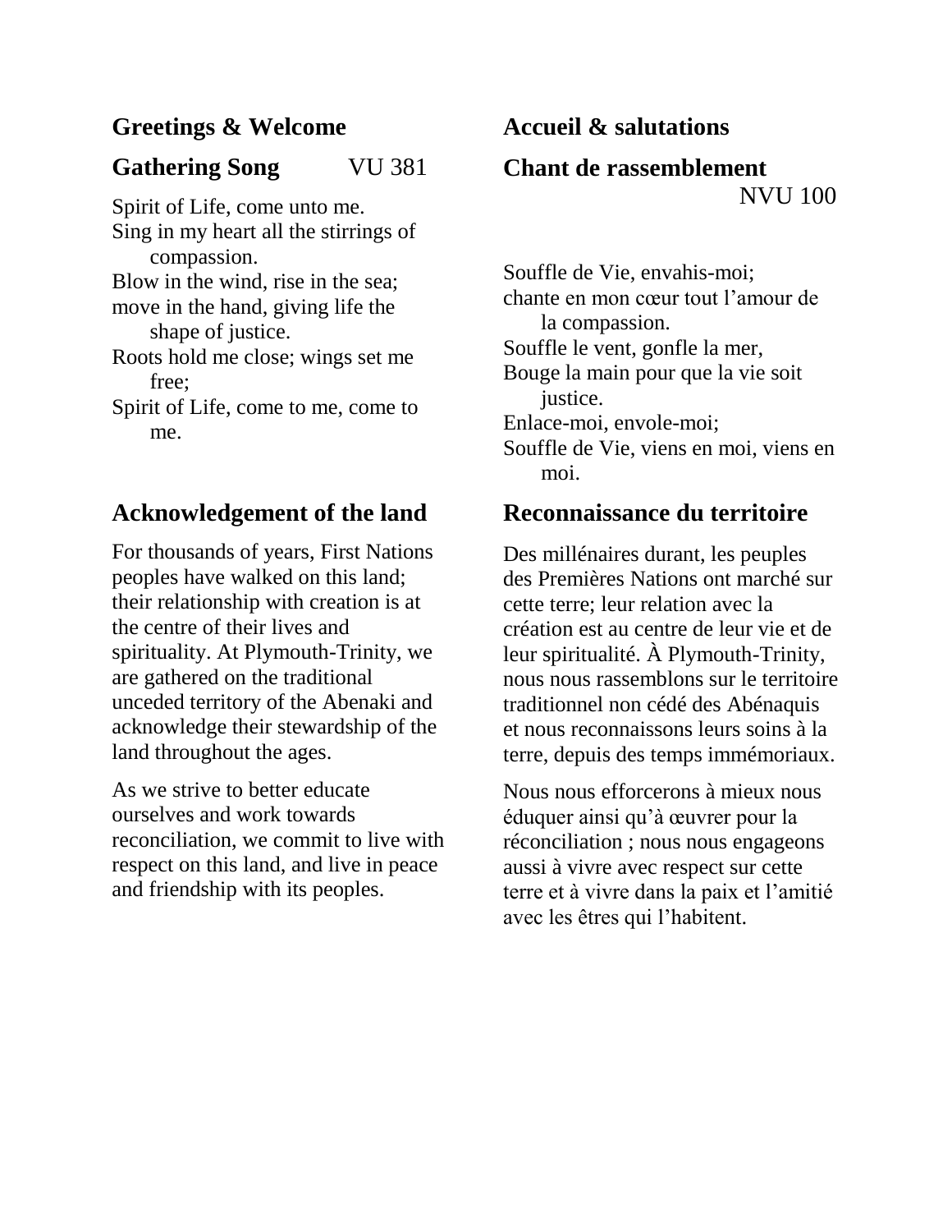## Greetings & Welcome

## Gathering Song VU 381

Spirit of Life, come unto me.
Sing in my heart all the stirrings of compassion.
Blow in the wind, rise in the sea;
move in the hand, giving life the shape of justice.
Roots hold me close; wings set me free;
Spirit of Life, come to me, come to me.

## Acknowledgement of the land

For thousands of years, First Nations peoples have walked on this land; their relationship with creation is at the centre of their lives and spirituality. At Plymouth-Trinity, we are gathered on the traditional unceded territory of the Abenaki and acknowledge their stewardship of the land throughout the ages.

As we strive to better educate ourselves and work towards reconciliation, we commit to live with respect on this land, and live in peace and friendship with its peoples.

## Accueil & salutations

## Chant de rassemblement NVU 100

Souffle de Vie, envahis-moi;
chante en mon cœur tout l'amour de la compassion.
Souffle le vent, gonfle la mer,
Bouge la main pour que la vie soit justice.
Enlace-moi, envole-moi;
Souffle de Vie, viens en moi, viens en moi.

## Reconnaissance du territoire

Des millénaires durant, les peuples des Premières Nations ont marché sur cette terre; leur relation avec la création est au centre de leur vie et de leur spiritualité. À Plymouth-Trinity, nous nous rassemblons sur le territoire traditionnel non cédé des Abénaquis et nous reconnaissons leurs soins à la terre, depuis des temps immémoriaux.

Nous nous efforcerons à mieux nous éduquer ainsi qu'à œuvrer pour la réconciliation ; nous nous engageons aussi à vivre avec respect sur cette terre et à vivre dans la paix et l'amitié avec les êtres qui l'habitent.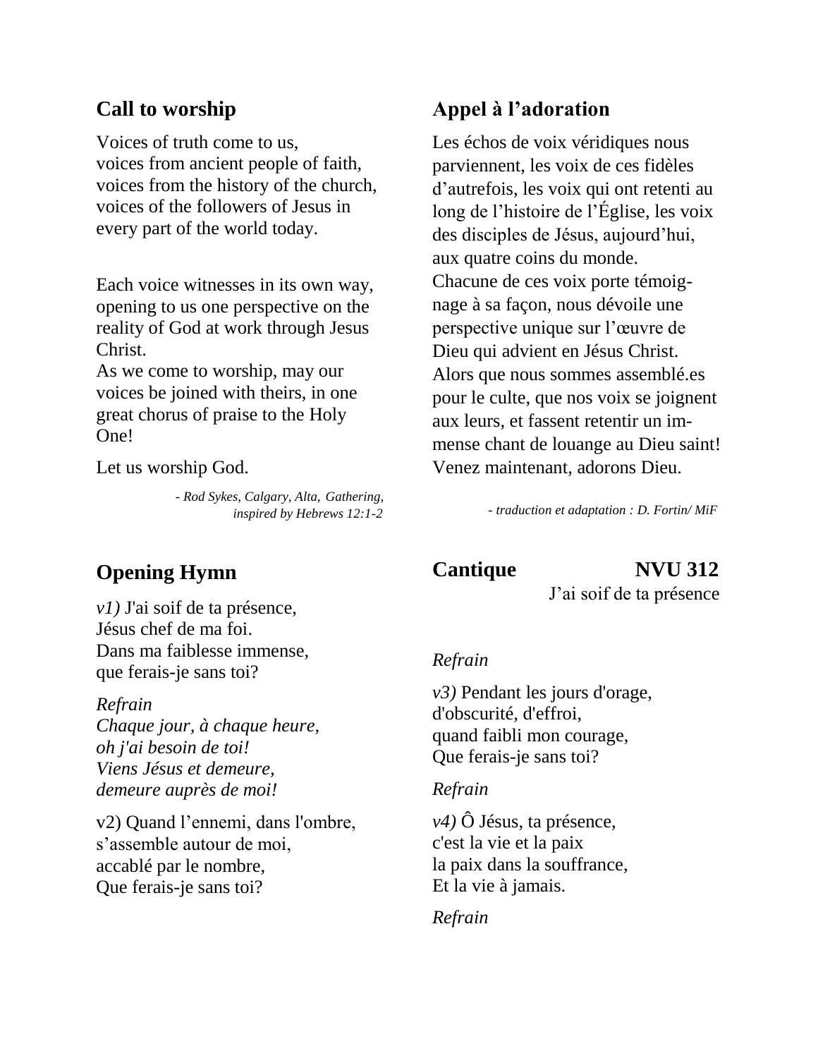## Call to worship

Voices of truth come to us,
voices from ancient people of faith,
voices from the history of the church,
voices of the followers of Jesus in every part of the world today.

Each voice witnesses in its own way, opening to us one perspective on the reality of God at work through Jesus Christ.
As we come to worship, may our voices be joined with theirs, in one great chorus of praise to the Holy One!

Let us worship God.

*- Rod Sykes, Calgary, Alta, Gathering, inspired by Hebrews 12:1-2*

## Appel à l'adoration

Les échos de voix véridiques nous parviennent, les voix de ces fidèles d'autrefois, les voix qui ont retenti au long de l'histoire de l'Église, les voix des disciples de Jésus, aujourd'hui, aux quatre coins du monde.
Chacune de ces voix porte témoignage à sa façon, nous dévoile une perspective unique sur l'œuvre de Dieu qui advient en Jésus Christ.
Alors que nous sommes assemblé.es pour le culte, que nos voix se joignent aux leurs, et fassent retentir un immense chant de louange au Dieu saint!
Venez maintenant, adorons Dieu.

*- traduction et adaptation : D. Fortin/ MiF*

## Opening Hymn

## Cantique NVU 312

J'ai soif de ta présence

*v1)* J'ai soif de ta présence,
Jésus chef de ma foi.
Dans ma faiblesse immense,
que ferais-je sans toi?

*Refrain*
*Chaque jour, à chaque heure,*
*oh j'ai besoin de toi!*
*Viens Jésus et demeure,*
*demeure auprès de moi!*

v2) Quand l'ennemi, dans l'ombre,
s'assemble autour de moi,
accablé par le nombre,
Que ferais-je sans toi?

*Refrain*

*v3)* Pendant les jours d'orage,
d'obscurité, d'effroi,
quand faibli mon courage,
Que ferais-je sans toi?

*Refrain*

*v4)* Ô Jésus, ta présence,
c'est la vie et la paix
la paix dans la souffrance,
Et la vie à jamais.

*Refrain*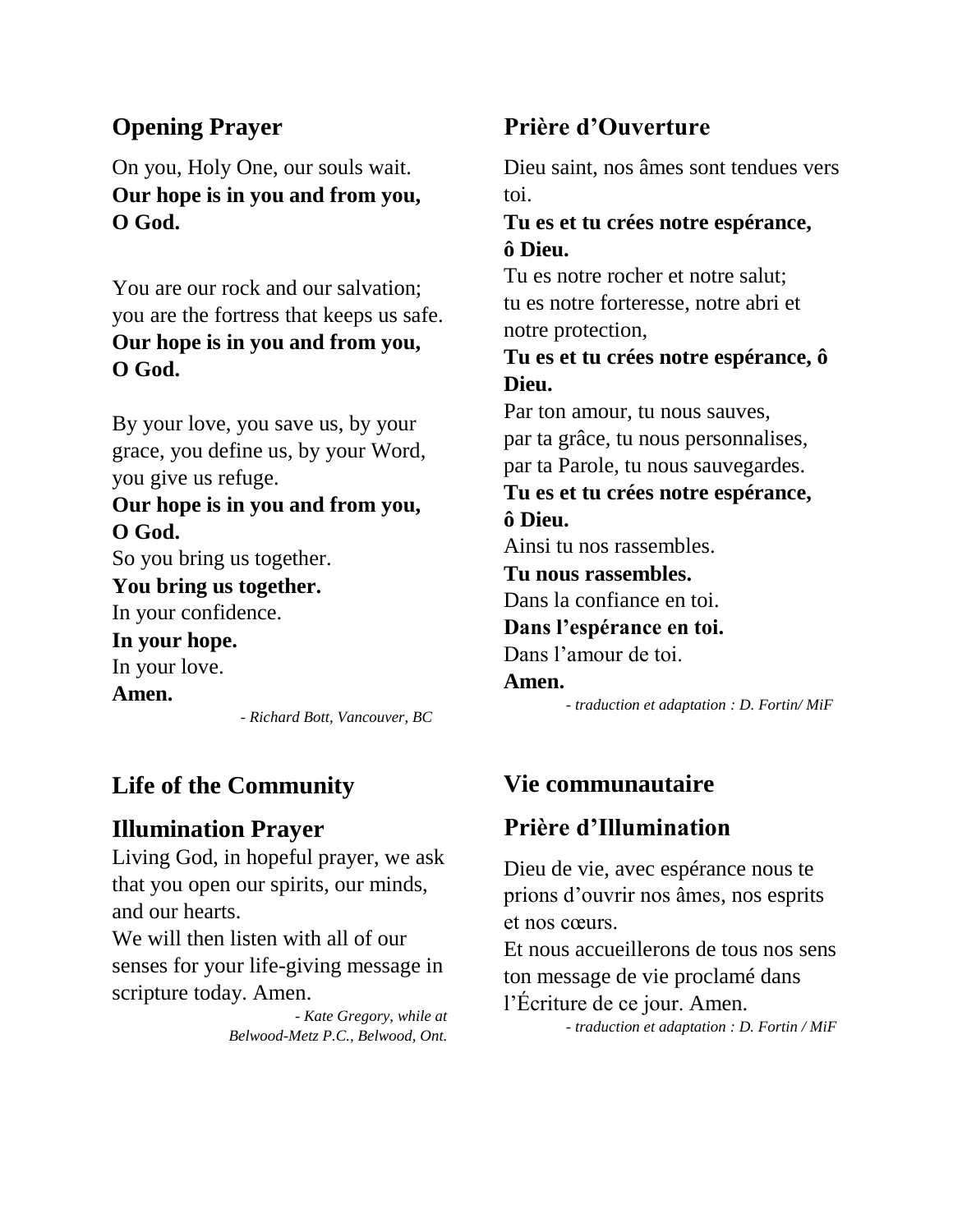## Opening Prayer

On you, Holy One, our souls wait.
**Our hope is in you and from you, O God.**

You are our rock and our salvation;
you are the fortress that keeps us safe.
**Our hope is in you and from you, O God.**

By your love, you save us, by your grace, you define us, by your Word, you give us refuge.
**Our hope is in you and from you, O God.**
So you bring us together.
**You bring us together.**
In your confidence.
**In your hope.**
In your love.
**Amen.**

*- Richard Bott, Vancouver, BC*

## Prière d'Ouverture

Dieu saint, nos âmes sont tendues vers toi.
**Tu es et tu crées notre espérance, ô Dieu.**
Tu es notre rocher et notre salut;
tu es notre forteresse, notre abri et notre protection,
**Tu es et tu crées notre espérance, ô Dieu.**
Par ton amour, tu nous sauves,
par ta grâce, tu nous personnalises,
par ta Parole, tu nous sauvegardes.
**Tu es et tu crées notre espérance, ô Dieu.**
Ainsi tu nos rassembles.
**Tu nous rassembles.**
Dans la confiance en toi.
**Dans l'espérance en toi.**
Dans l'amour de toi.
**Amen.**

*- traduction et adaptation : D. Fortin/ MiF*

## Life of the Community

## Illumination Prayer

Living God, in hopeful prayer, we ask that you open our spirits, our minds, and our hearts.
We will then listen with all of our senses for your life-giving message in scripture today. Amen.

*- Kate Gregory, while at Belwood-Metz P.C., Belwood, Ont.*

## Vie communautaire

## Prière d'Illumination

Dieu de vie, avec espérance nous te prions d'ouvrir nos âmes, nos esprits et nos cœurs.
Et nous accueillerons de tous nos sens ton message de vie proclamé dans l'Écriture de ce jour. Amen.

*- traduction et adaptation : D. Fortin / MiF*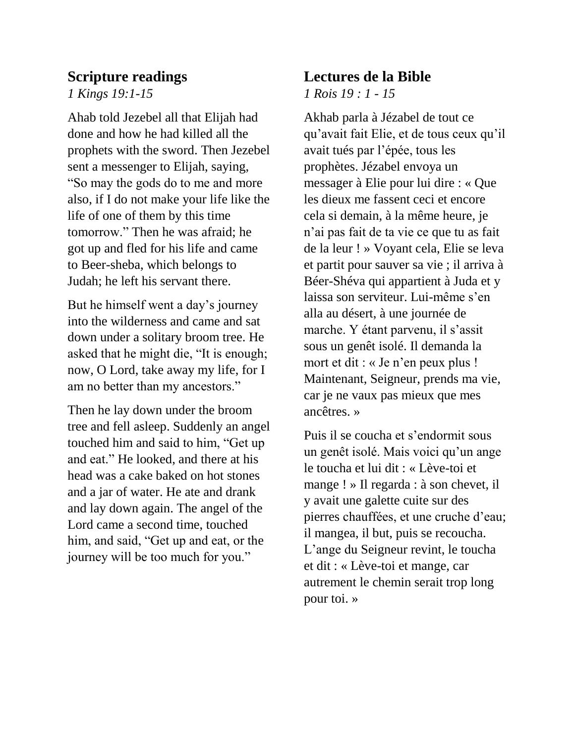## Scripture readings

*1 Kings 19:1-15*

Ahab told Jezebel all that Elijah had done and how he had killed all the prophets with the sword. Then Jezebel sent a messenger to Elijah, saying, "So may the gods do to me and more also, if I do not make your life like the life of one of them by this time tomorrow." Then he was afraid; he got up and fled for his life and came to Beer-sheba, which belongs to Judah; he left his servant there.

But he himself went a day's journey into the wilderness and came and sat down under a solitary broom tree. He asked that he might die, "It is enough; now, O Lord, take away my life, for I am no better than my ancestors."

Then he lay down under the broom tree and fell asleep. Suddenly an angel touched him and said to him, "Get up and eat." He looked, and there at his head was a cake baked on hot stones and a jar of water. He ate and drank and lay down again. The angel of the Lord came a second time, touched him, and said, "Get up and eat, or the journey will be too much for you."

## Lectures de la Bible

*1 Rois 19 : 1 - 15*

Akhab parla à Jézabel de tout ce qu'avait fait Elie, et de tous ceux qu'il avait tués par l'épée, tous les prophètes. Jézabel envoya un messager à Elie pour lui dire : « Que les dieux me fassent ceci et encore cela si demain, à la même heure, je n'ai pas fait de ta vie ce que tu as fait de la leur ! » Voyant cela, Elie se leva et partit pour sauver sa vie ; il arriva à Béer-Shéva qui appartient à Juda et y laissa son serviteur. Lui-même s'en alla au désert, à une journée de marche. Y étant parvenu, il s'assit sous un genêt isolé. Il demanda la mort et dit : « Je n'en peux plus ! Maintenant, Seigneur, prends ma vie, car je ne vaux pas mieux que mes ancêtres. »

Puis il se coucha et s'endormit sous un genêt isolé. Mais voici qu'un ange le toucha et lui dit : « Lève-toi et mange ! » Il regarda : à son chevet, il y avait une galette cuite sur des pierres chauffées, et une cruche d'eau; il mangea, il but, puis se recoucha. L'ange du Seigneur revint, le toucha et dit : « Lève-toi et mange, car autrement le chemin serait trop long pour toi. »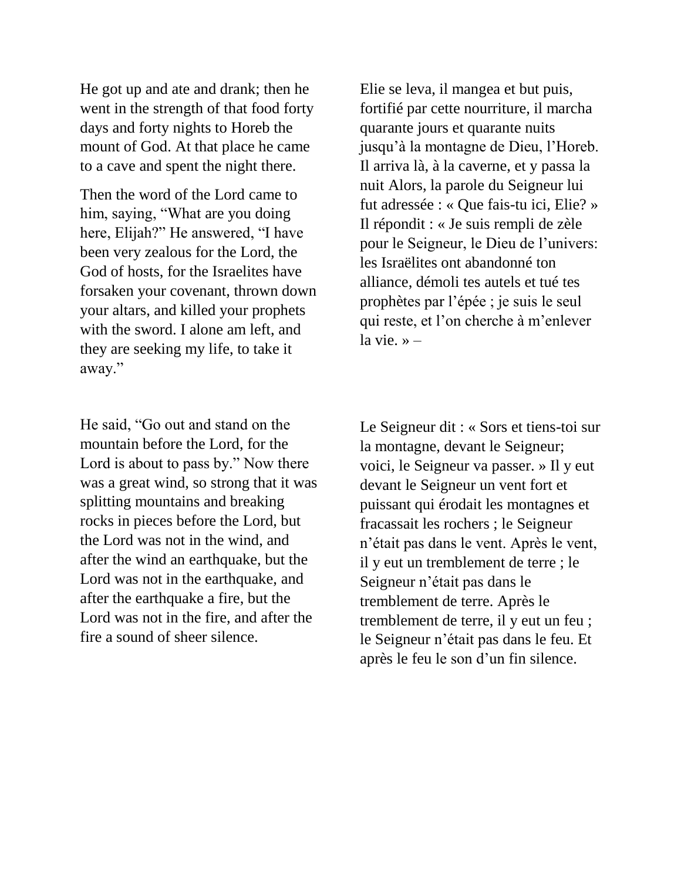He got up and ate and drank; then he went in the strength of that food forty days and forty nights to Horeb the mount of God. At that place he came to a cave and spent the night there.

Then the word of the Lord came to him, saying, “What are you doing here, Elijah?” He answered, “I have been very zealous for the Lord, the God of hosts, for the Israelites have forsaken your covenant, thrown down your altars, and killed your prophets with the sword. I alone am left, and they are seeking my life, to take it away.”

Elie se leva, il mangea et but puis, fortifié par cette nourriture, il marcha quarante jours et quarante nuits jusqu’à la montagne de Dieu, l’Horeb. Il arriva là, à la caverne, et y passa la nuit Alors, la parole du Seigneur lui fut adressée : « Que fais-tu ici, Elie? » Il répondit : « Je suis rempli de zèle pour le Seigneur, le Dieu de l’univers: les Israëlites ont abandonné ton alliance, démoli tes autels et tué tes prophètes par l’épée ; je suis le seul qui reste, et l’on cherche à m’enlever la vie. » –

He said, “Go out and stand on the mountain before the Lord, for the Lord is about to pass by.” Now there was a great wind, so strong that it was splitting mountains and breaking rocks in pieces before the Lord, but the Lord was not in the wind, and after the wind an earthquake, but the Lord was not in the earthquake, and after the earthquake a fire, but the Lord was not in the fire, and after the fire a sound of sheer silence.

Le Seigneur dit : « Sors et tiens-toi sur la montagne, devant le Seigneur; voici, le Seigneur va passer. » Il y eut devant le Seigneur un vent fort et puissant qui érodait les montagnes et fracassait les rochers ; le Seigneur n’était pas dans le vent. Après le vent, il y eut un tremblement de terre ; le Seigneur n’était pas dans le tremblement de terre. Après le tremblement de terre, il y eut un feu ; le Seigneur n’était pas dans le feu. Et après le feu le son d’un fin silence.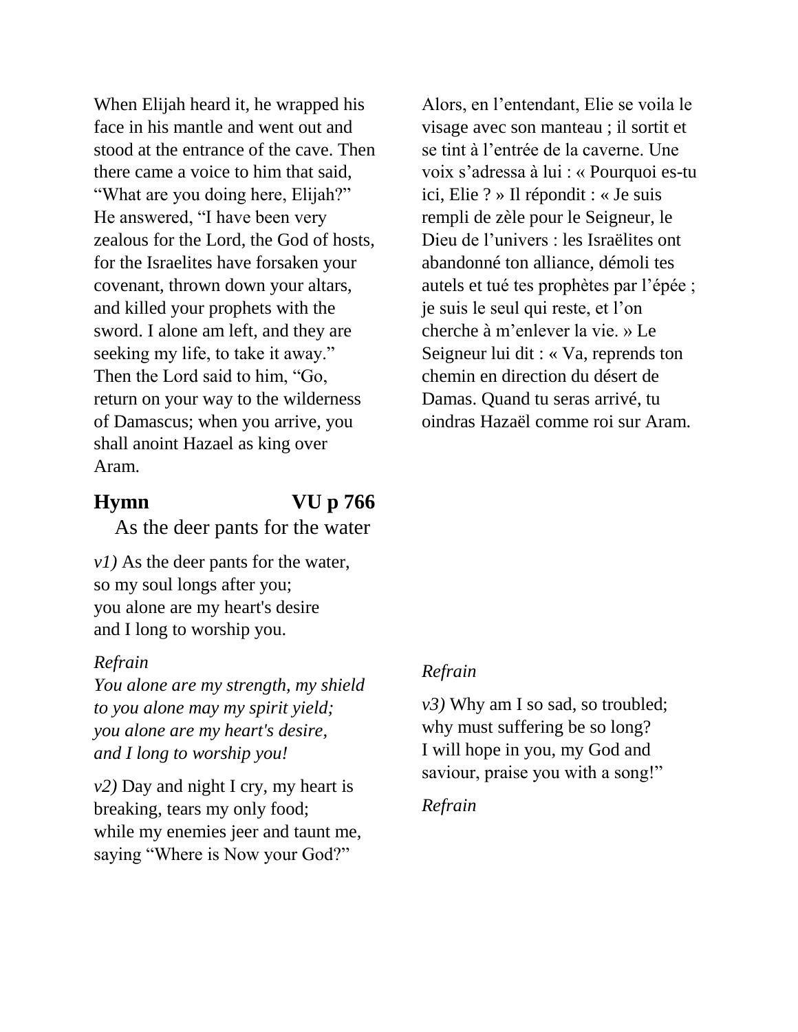When Elijah heard it, he wrapped his face in his mantle and went out and stood at the entrance of the cave. Then there came a voice to him that said, “What are you doing here, Elijah?” He answered, “I have been very zealous for the Lord, the God of hosts, for the Israelites have forsaken your covenant, thrown down your altars, and killed your prophets with the sword. I alone am left, and they are seeking my life, to take it away.” Then the Lord said to him, “Go, return on your way to the wilderness of Damascus; when you arrive, you shall anoint Hazael as king over Aram.

Alors, en l’entendant, Elie se voila le visage avec son manteau ; il sortit et se tint à l’entrée de la caverne. Une voix s’adressa à lui : « Pourquoi es-tu ici, Elie ? » Il répondit : « Je suis rempli de zèle pour le Seigneur, le Dieu de l’univers : les Israëlites ont abandonné ton alliance, démoli tes autels et tué tes prophètes par l’épée ; je suis le seul qui reste, et l’on cherche à m’enlever la vie. » Le Seigneur lui dit : « Va, reprends ton chemin en direction du désert de Damas. Quand tu seras arrivé, tu oindras Hazaël comme roi sur Aram.

## Hymn VU p 766

As the deer pants for the water

*v1)* As the deer pants for the water,
so my soul longs after you;
you alone are my heart's desire
and I long to worship you.

*Refrain*
*You alone are my strength, my shield*
*to you alone may my spirit yield;*
*you alone are my heart's desire,*
*and I long to worship you!*

*v2)* Day and night I cry, my heart is breaking, tears my only food;
while my enemies jeer and taunt me,
saying “Where is Now your God?”

*Refrain*

*v3)* Why am I so sad, so troubled;
why must suffering be so long?
I will hope in you, my God and saviour, praise you with a song!”

*Refrain*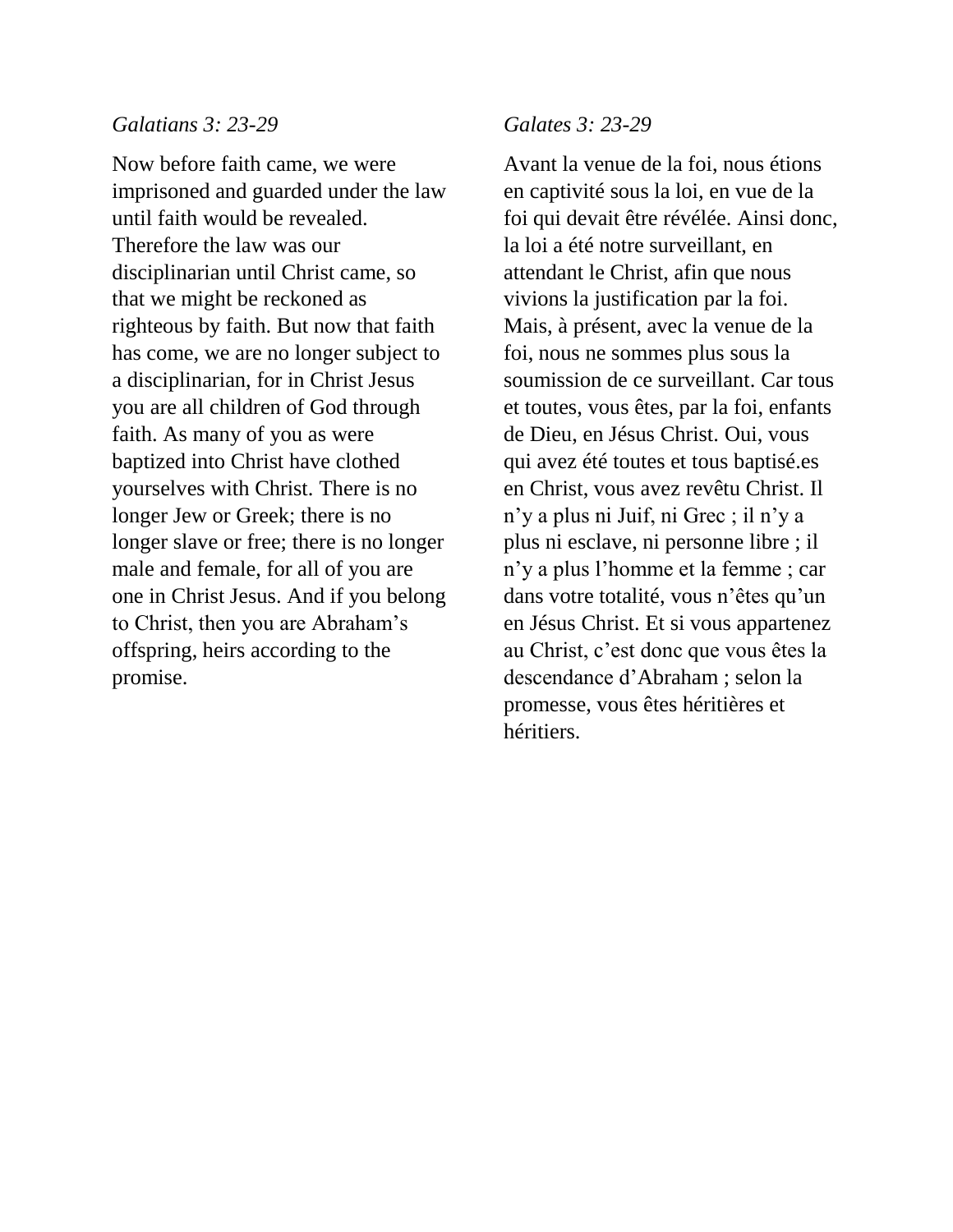*Galatians 3: 23-29*

Now before faith came, we were imprisoned and guarded under the law until faith would be revealed. Therefore the law was our disciplinarian until Christ came, so that we might be reckoned as righteous by faith. But now that faith has come, we are no longer subject to a disciplinarian, for in Christ Jesus you are all children of God through faith. As many of you as were baptized into Christ have clothed yourselves with Christ. There is no longer Jew or Greek; there is no longer slave or free; there is no longer male and female, for all of you are one in Christ Jesus. And if you belong to Christ, then you are Abraham's offspring, heirs according to the promise.

*Galates 3: 23-29*

Avant la venue de la foi, nous étions en captivité sous la loi, en vue de la foi qui devait être révélée. Ainsi donc, la loi a été notre surveillant, en attendant le Christ, afin que nous vivions la justification par la foi. Mais, à présent, avec la venue de la foi, nous ne sommes plus sous la soumission de ce surveillant. Car tous et toutes, vous êtes, par la foi, enfants de Dieu, en Jésus Christ. Oui, vous qui avez été toutes et tous baptisé.es en Christ, vous avez revêtu Christ. Il n'y a plus ni Juif, ni Grec ; il n'y a plus ni esclave, ni personne libre ; il n'y a plus l'homme et la femme ; car dans votre totalité, vous n'êtes qu'un en Jésus Christ. Et si vous appartenez au Christ, c'est donc que vous êtes la descendance d'Abraham ; selon la promesse, vous êtes héritières et héritiers.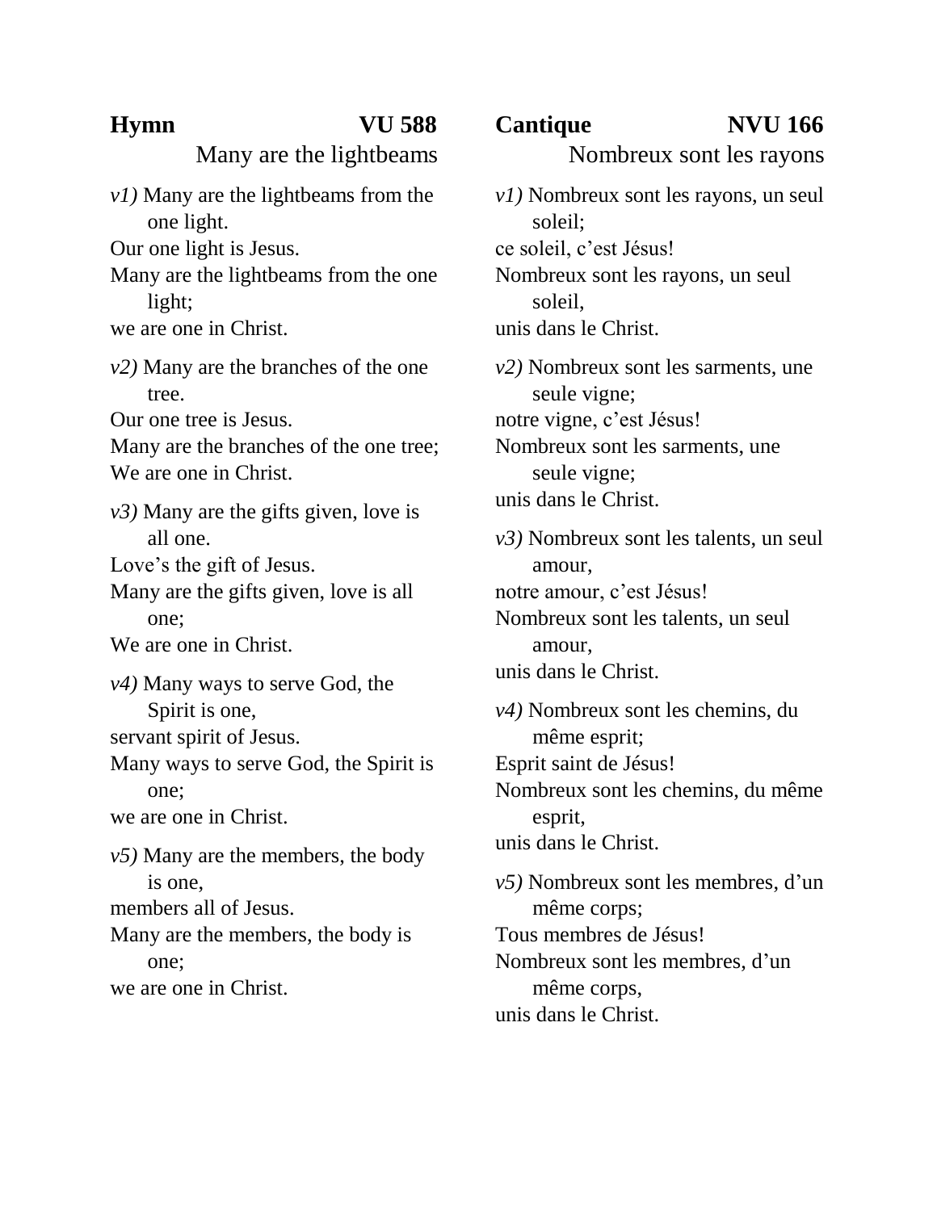## Hymn VU 588

### Many are the lightbeams

*v1)* Many are the lightbeams from the one light.
Our one light is Jesus.
Many are the lightbeams from the one light;
we are one in Christ.

*v2)* Many are the branches of the one tree.
Our one tree is Jesus.
Many are the branches of the one tree;
We are one in Christ.

*v3)* Many are the gifts given, love is all one.
Love's the gift of Jesus.
Many are the gifts given, love is all one;
We are one in Christ.

*v4)* Many ways to serve God, the Spirit is one,
servant spirit of Jesus.
Many ways to serve God, the Spirit is one;
we are one in Christ.

*v5)* Many are the members, the body is one,
members all of Jesus.
Many are the members, the body is one;
we are one in Christ.

## Cantique NVU 166

### Nombreux sont les rayons

*v1)* Nombreux sont les rayons, un seul soleil;
ce soleil, c'est Jésus!
Nombreux sont les rayons, un seul soleil,
unis dans le Christ.

*v2)* Nombreux sont les sarments, une seule vigne;
notre vigne, c'est Jésus!
Nombreux sont les sarments, une seule vigne;
unis dans le Christ.

*v3)* Nombreux sont les talents, un seul amour,
notre amour, c'est Jésus!
Nombreux sont les talents, un seul amour,
unis dans le Christ.

*v4)* Nombreux sont les chemins, du même esprit;
Esprit saint de Jésus!
Nombreux sont les chemins, du même esprit,
unis dans le Christ.

*v5)* Nombreux sont les membres, d'un même corps;
Tous membres de Jésus!
Nombreux sont les membres, d'un même corps,
unis dans le Christ.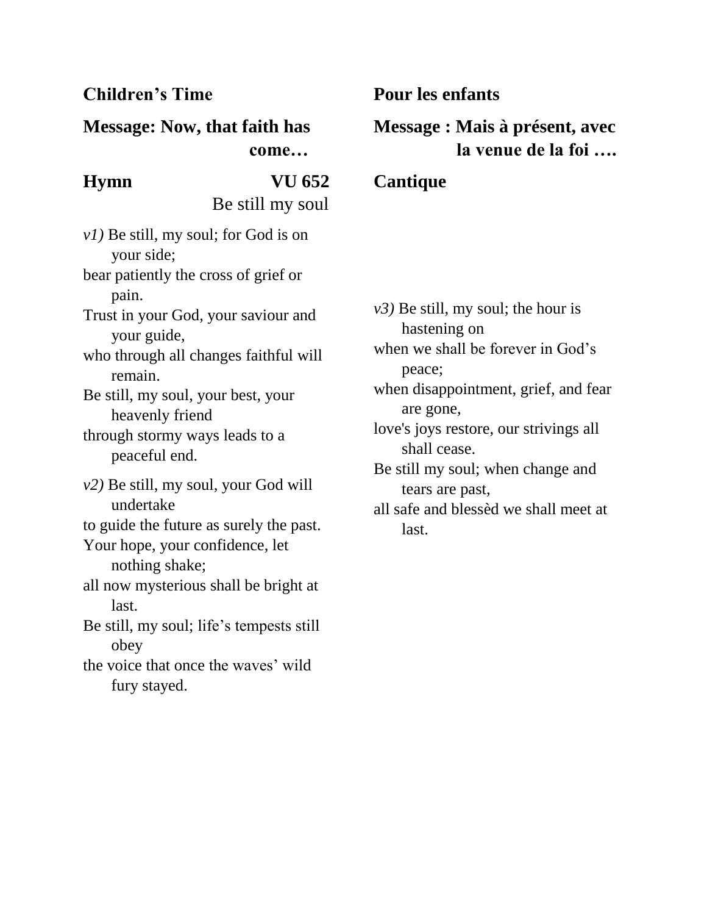**Children's Time**

**Pour les enfants**

**Message: Now, that faith has come…**

**Message : Mais à présent, avec la venue de la foi ….**

**Hymn VU 652**
Be still my soul

**Cantique**

*v1)* Be still, my soul; for God is on your side;
bear patiently the cross of grief or pain.
Trust in your God, your saviour and your guide,
who through all changes faithful will remain.
Be still, my soul, your best, your heavenly friend
through stormy ways leads to a peaceful end.

*v2)* Be still, my soul, your God will undertake
to guide the future as surely the past.
Your hope, your confidence, let nothing shake;
all now mysterious shall be bright at last.
Be still, my soul; life's tempests still obey
the voice that once the waves' wild fury stayed.

*v3)* Be still, my soul; the hour is hastening on
when we shall be forever in God's peace;
when disappointment, grief, and fear are gone,
love's joys restore, our strivings all shall cease.
Be still my soul; when change and tears are past,
all safe and blessèd we shall meet at last.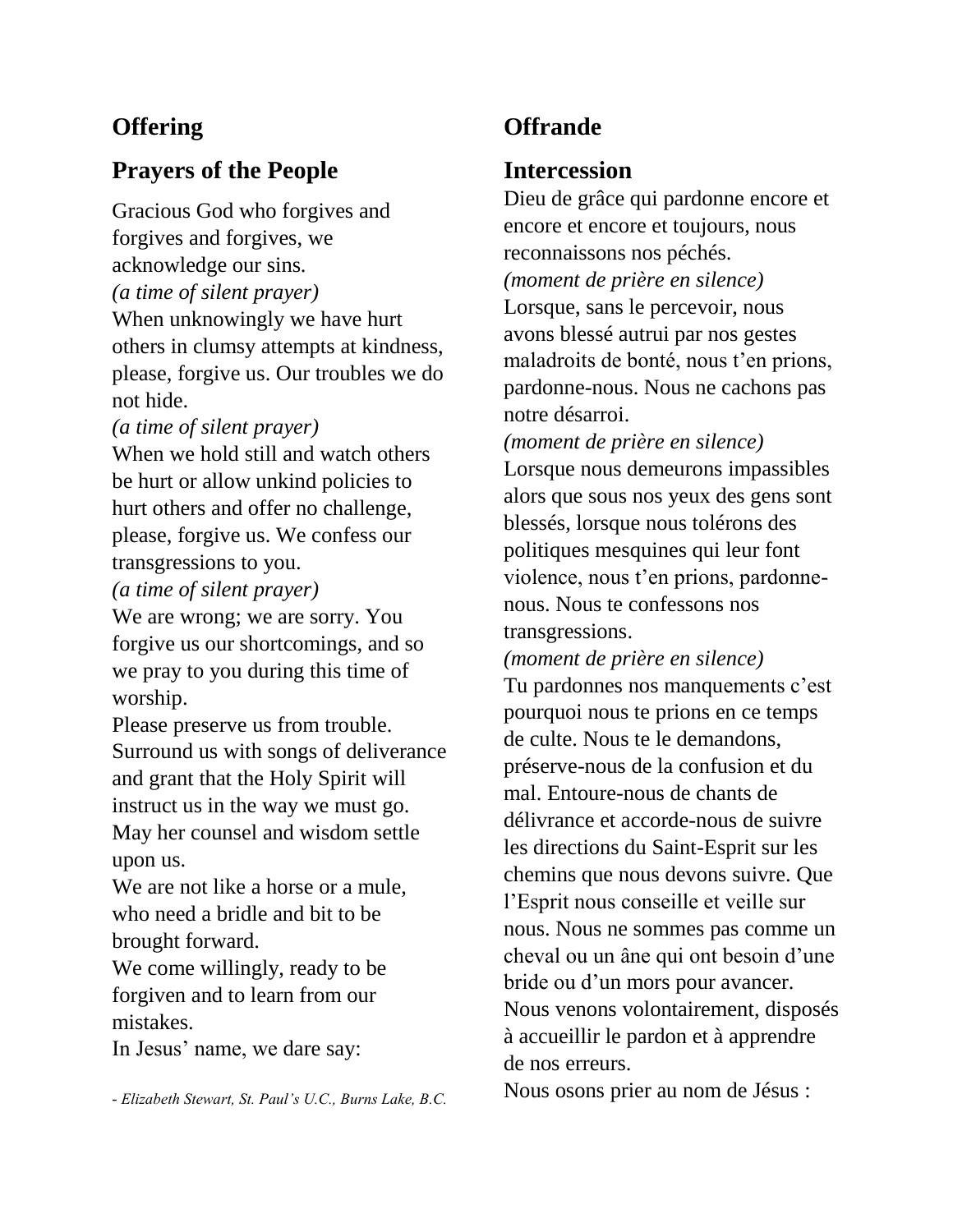## Offering

## Prayers of the People

Gracious God who forgives and forgives and forgives, we acknowledge our sins.
*(a time of silent prayer)*
When unknowingly we have hurt others in clumsy attempts at kindness, please, forgive us. Our troubles we do not hide.
*(a time of silent prayer)*
When we hold still and watch others be hurt or allow unkind policies to hurt others and offer no challenge, please, forgive us. We confess our transgressions to you.
*(a time of silent prayer)*
We are wrong; we are sorry. You forgive us our shortcomings, and so we pray to you during this time of worship.
Please preserve us from trouble. Surround us with songs of deliverance and grant that the Holy Spirit will instruct us in the way we must go. May her counsel and wisdom settle upon us.
We are not like a horse or a mule, who need a bridle and bit to be brought forward.
We come willingly, ready to be forgiven and to learn from our mistakes.
In Jesus' name, we dare say:

*- Elizabeth Stewart, St. Paul's U.C., Burns Lake, B.C.*

## Offrande

## Intercession

Dieu de grâce qui pardonne encore et encore et encore et toujours, nous reconnaissons nos péchés.
*(moment de prière en silence)*
Lorsque, sans le percevoir, nous avons blessé autrui par nos gestes maladroits de bonté, nous t'en prions, pardonne-nous. Nous ne cachons pas notre désarroi.
*(moment de prière en silence)*
Lorsque nous demeurons impassibles alors que sous nos yeux des gens sont blessés, lorsque nous tolérons des politiques mesquines qui leur font violence, nous t'en prions, pardonne-nous. Nous te confessons nos transgressions.
*(moment de prière en silence)*
Tu pardonnes nos manquements c'est pourquoi nous te prions en ce temps de culte. Nous te le demandons, préserve-nous de la confusion et du mal. Entoure-nous de chants de délivrance et accorde-nous de suivre les directions du Saint-Esprit sur les chemins que nous devons suivre. Que l'Esprit nous conseille et veille sur nous. Nous ne sommes pas comme un cheval ou un âne qui ont besoin d'une bride ou d'un mors pour avancer. Nous venons volontairement, disposés à accueillir le pardon et à apprendre de nos erreurs.
Nous osons prier au nom de Jésus :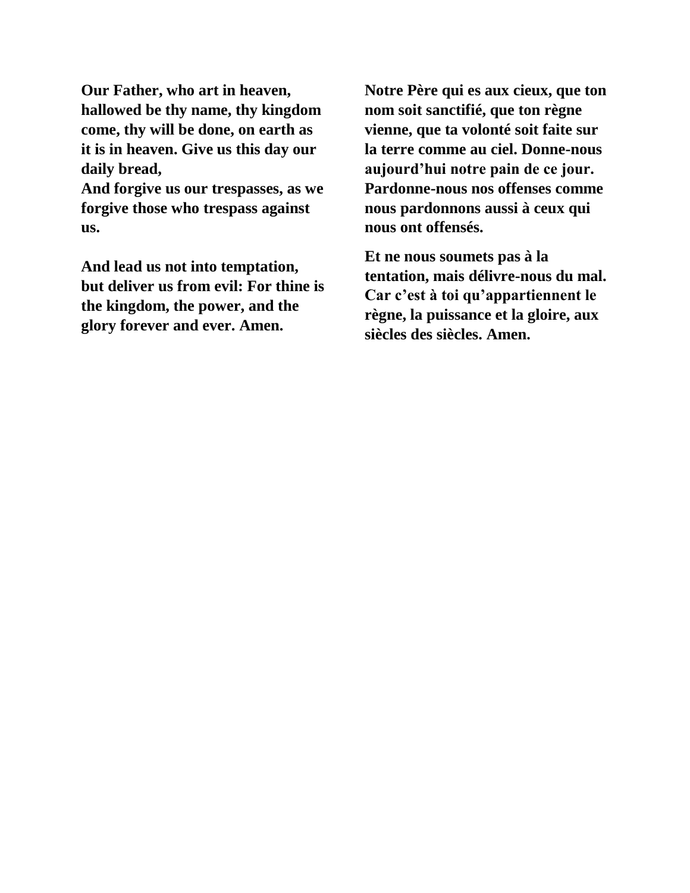**Our Father, who art in heaven, hallowed be thy name, thy kingdom come, thy will be done, on earth as it is in heaven. Give us this day our daily bread,**
**And forgive us our trespasses, as we forgive those who trespass against us.**

**And lead us not into temptation, but deliver us from evil: For thine is the kingdom, the power, and the glory forever and ever. Amen.**

**Notre Père qui es aux cieux, que ton nom soit sanctifié, que ton règne vienne, que ta volonté soit faite sur la terre comme au ciel. Donne-nous aujourd'hui notre pain de ce jour. Pardonne-nous nos offenses comme nous pardonnons aussi à ceux qui nous ont offensés.**

**Et ne nous soumets pas à la tentation, mais délivre-nous du mal. Car c'est à toi qu'appartiennent le règne, la puissance et la gloire, aux siècles des siècles. Amen.**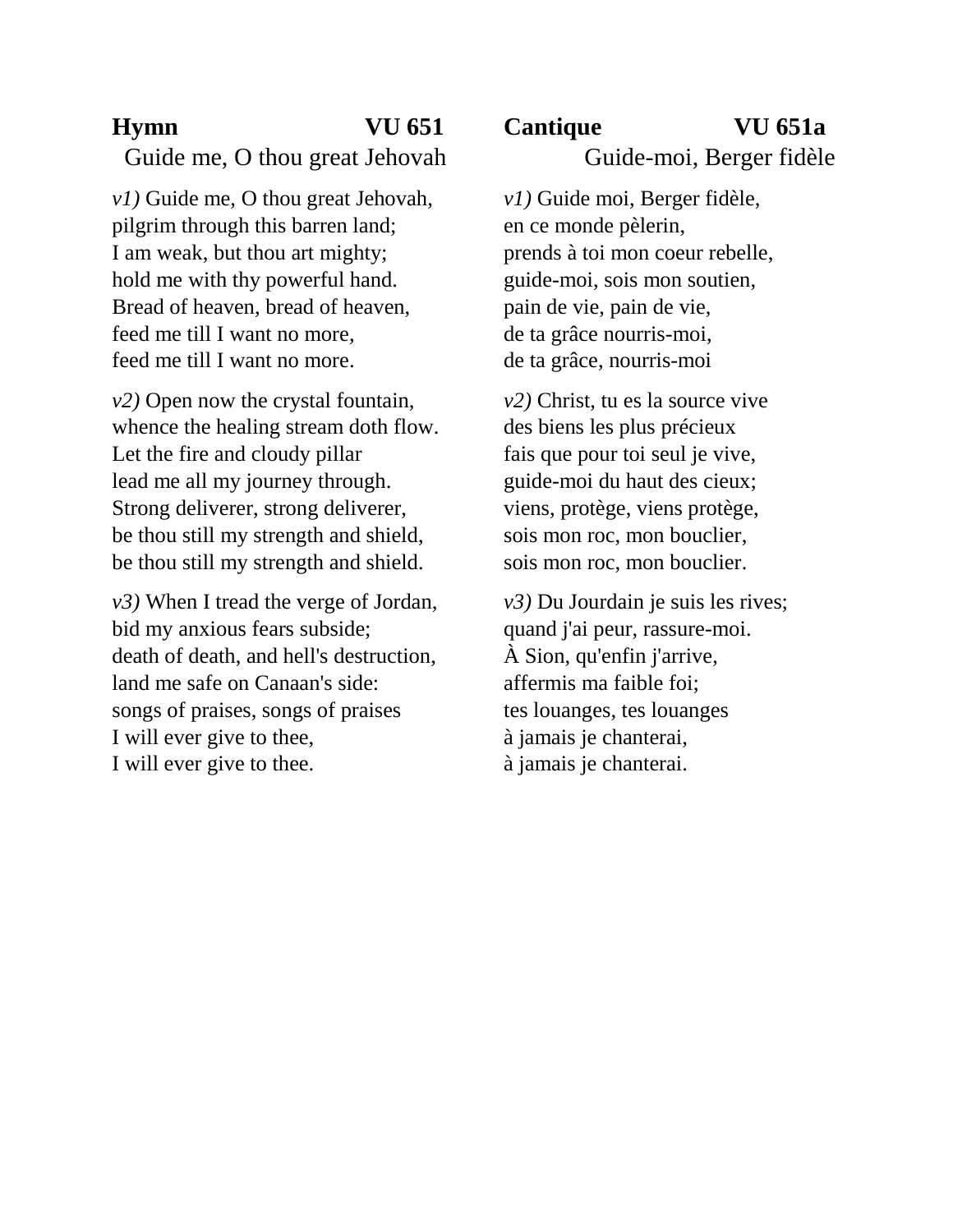**Hymn VU 651**

Guide me, O thou great Jehovah

*v1)* Guide me, O thou great Jehovah,
pilgrim through this barren land;
I am weak, but thou art mighty;
hold me with thy powerful hand.
Bread of heaven, bread of heaven,
feed me till I want no more,
feed me till I want no more.

*v2)* Open now the crystal fountain,
whence the healing stream doth flow.
Let the fire and cloudy pillar
lead me all my journey through.
Strong deliverer, strong deliverer,
be thou still my strength and shield,
be thou still my strength and shield.

*v3)* When I tread the verge of Jordan,
bid my anxious fears subside;
death of death, and hell's destruction,
land me safe on Canaan's side:
songs of praises, songs of praises
I will ever give to thee,
I will ever give to thee.

**Cantique VU 651a**

Guide-moi, Berger fidèle

*v1)* Guide moi, Berger fidèle,
en ce monde pèlerin,
prends à toi mon coeur rebelle,
guide-moi, sois mon soutien,
pain de vie, pain de vie,
de ta grâce nourris-moi,
de ta grâce, nourris-moi

*v2)* Christ, tu es la source vive
des biens les plus précieux
fais que pour toi seul je vive,
guide-moi du haut des cieux;
viens, protège, viens protège,
sois mon roc, mon bouclier,
sois mon roc, mon bouclier.

*v3)* Du Jourdain je suis les rives;
quand j'ai peur, rassure-moi.
À Sion, qu'enfin j'arrive,
affermis ma faible foi;
tes louanges, tes louanges
à jamais je chanterai,
à jamais je chanterai.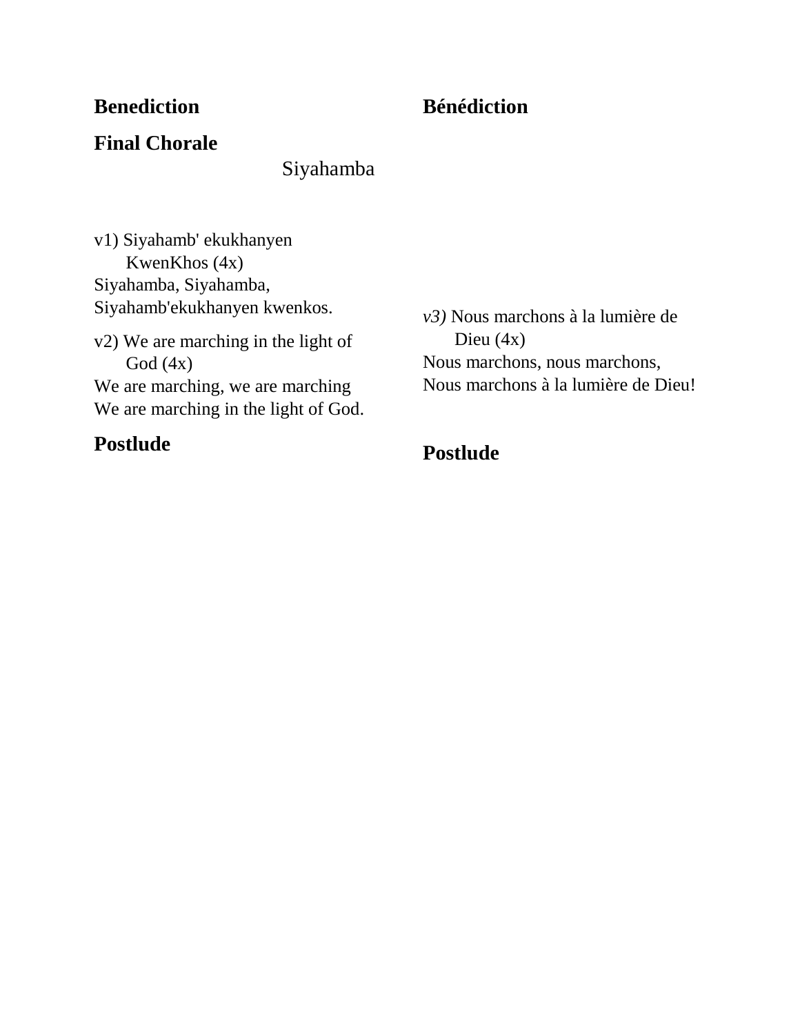**Benediction**

**Final Chorale**

Siyahamba

v1) Siyahamb' ekukhanyen
KwenKhos (4x)
Siyahamba, Siyahamba,
Siyahamb'ekukhanyen kwenkos.

v2) We are marching in the light of
God (4x)
We are marching, we are marching
We are marching in the light of God.

**Postlude**

**Bénédiction**

*v3)* Nous marchons à la lumière de
Dieu (4x)
Nous marchons, nous marchons,
Nous marchons à la lumière de Dieu!

**Postlude**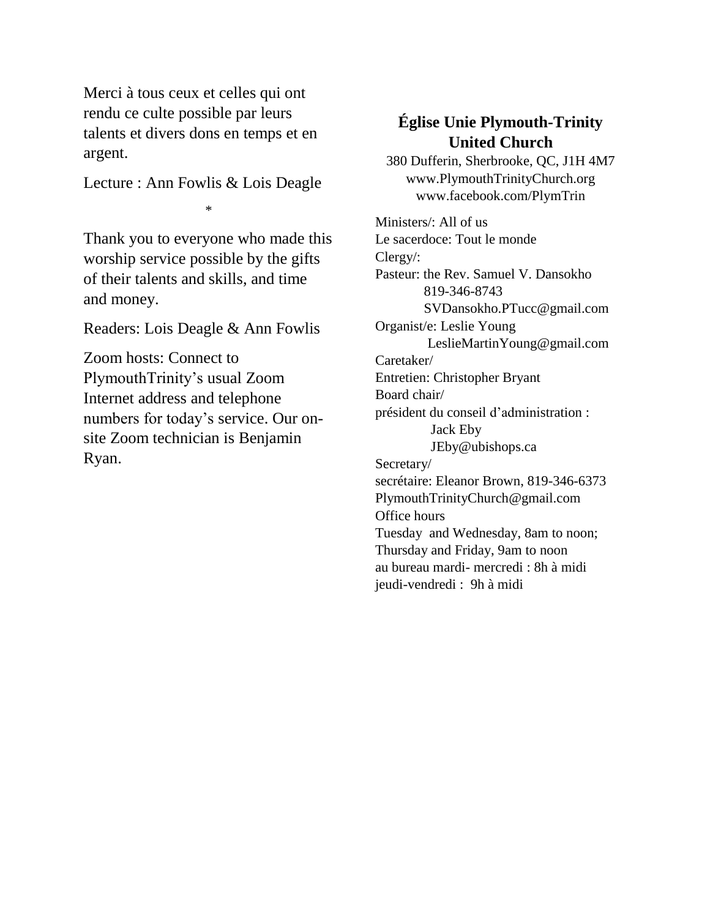Merci à tous ceux et celles qui ont rendu ce culte possible par leurs talents et divers dons en temps et en argent.

Lecture : Ann Fowlis & Lois Deagle

*

Thank you to everyone who made this worship service possible by the gifts of their talents and skills, and time and money.

Readers: Lois Deagle & Ann Fowlis

Zoom hosts: Connect to PlymouthTrinity's usual Zoom Internet address and telephone numbers for today's service. Our on-site Zoom technician is Benjamin Ryan.

## Église Unie Plymouth-Trinity United Church

380 Dufferin, Sherbrooke, QC, J1H 4M7
www.PlymouthTrinityChurch.org
www.facebook.com/PlymTrin

Ministers/: All of us
Le sacerdoce: Tout le monde
Clergy/:
Pasteur: the Rev. Samuel V. Dansokho
819-346-8743
SVDansokho.PTucc@gmail.com
Organist/e: Leslie Young
LeslieMartinYoung@gmail.com
Caretaker/
Entretien: Christopher Bryant
Board chair/
président du conseil d'administration :
Jack Eby
JEby@ubishops.ca
Secretary/
secrétaire: Eleanor Brown, 819-346-6373
PlymouthTrinityChurch@gmail.com
Office hours
Tuesday and Wednesday, 8am to noon;
Thursday and Friday, 9am to noon
au bureau mardi- mercredi : 8h à midi
jeudi-vendredi : 9h à midi